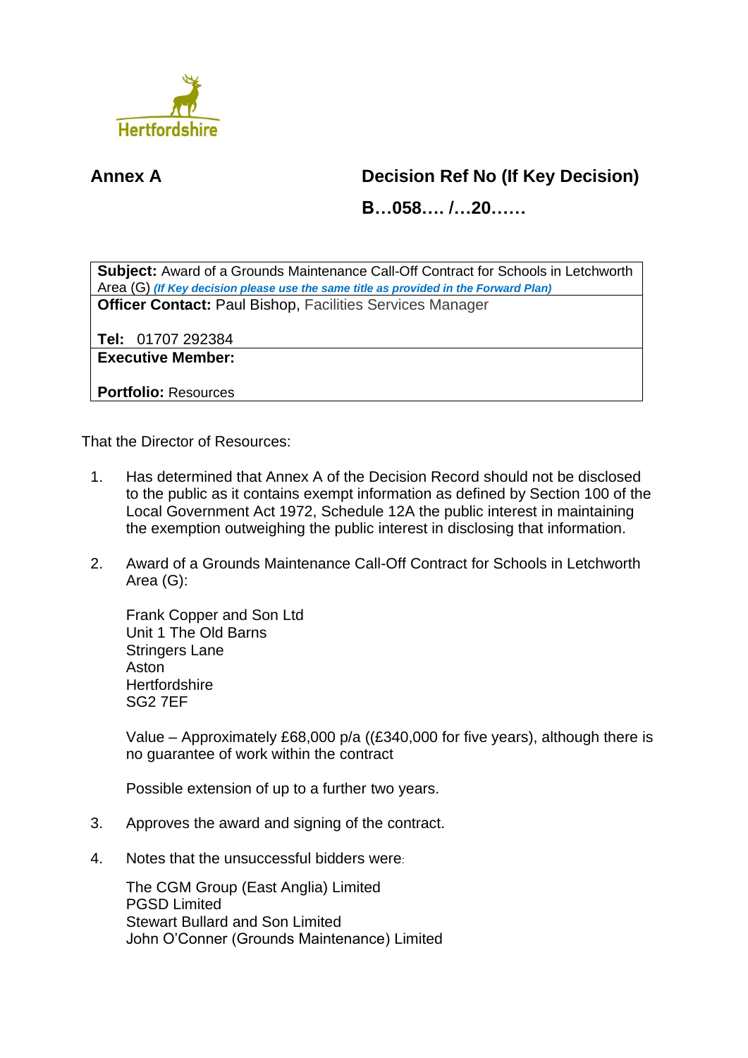Hertfordshire

**Annex A**

**Decision Ref No (If Key Decision)**

**B…058…. /…20……**

| **Subject:** Award of a Grounds Maintenance Call-Off Contract for Schools in Letchworth Area (G) ***(If Key decision please use the same title as provided in the Forward Plan)*** |
|---|
| **Officer Contact:** Paul Bishop, Facilities Services Manager<br><br>**Tel:** 01707 292384 |
| **Executive Member:**<br><br>**Portfolio:** Resources |

That the Director of Resources:

1. Has determined that Annex A of the Decision Record should not be disclosed to the public as it contains exempt information as defined by Section 100 of the Local Government Act 1972, Schedule 12A the public interest in maintaining the exemption outweighing the public interest in disclosing that information.

2. Award of a Grounds Maintenance Call-Off Contract for Schools in Letchworth Area (G):

   Frank Copper and Son Ltd
   Unit 1 The Old Barns
   Stringers Lane
   Aston
   Hertfordshire
   SG2 7EF

   Value – Approximately £68,000 p/a ((£340,000 for five years), although there is no guarantee of work within the contract

   Possible extension of up to a further two years.

3. Approves the award and signing of the contract.

4. Notes that the unsuccessful bidders were:

   The CGM Group (East Anglia) Limited
   PGSD Limited
   Stewart Bullard and Son Limited
   John O'Conner (Grounds Maintenance) Limited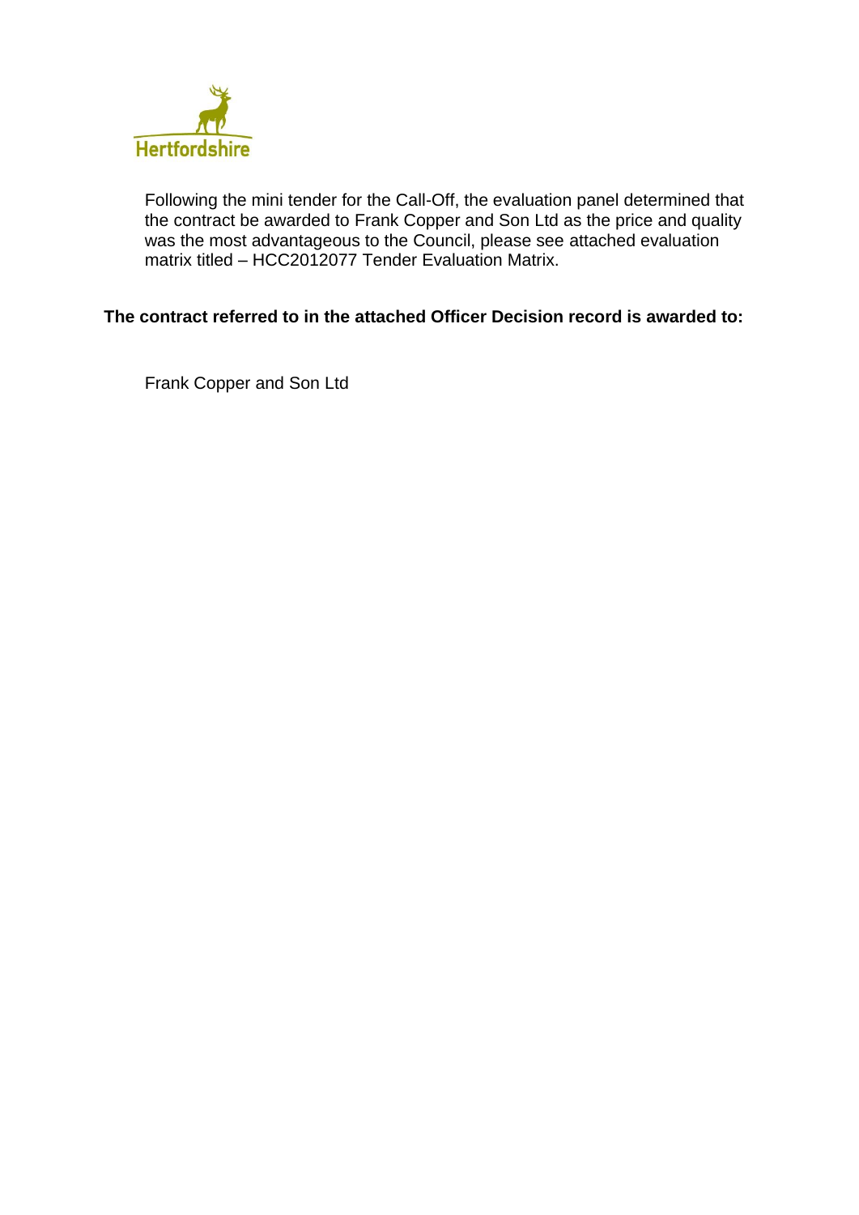Following the mini tender for the Call-Off, the evaluation panel determined that the contract be awarded to Frank Copper and Son Ltd as the price and quality was the most advantageous to the Council, please see attached evaluation matrix titled – HCC2012077 Tender Evaluation Matrix.

**The contract referred to in the attached Officer Decision record is awarded to:**

Frank Copper and Son Ltd